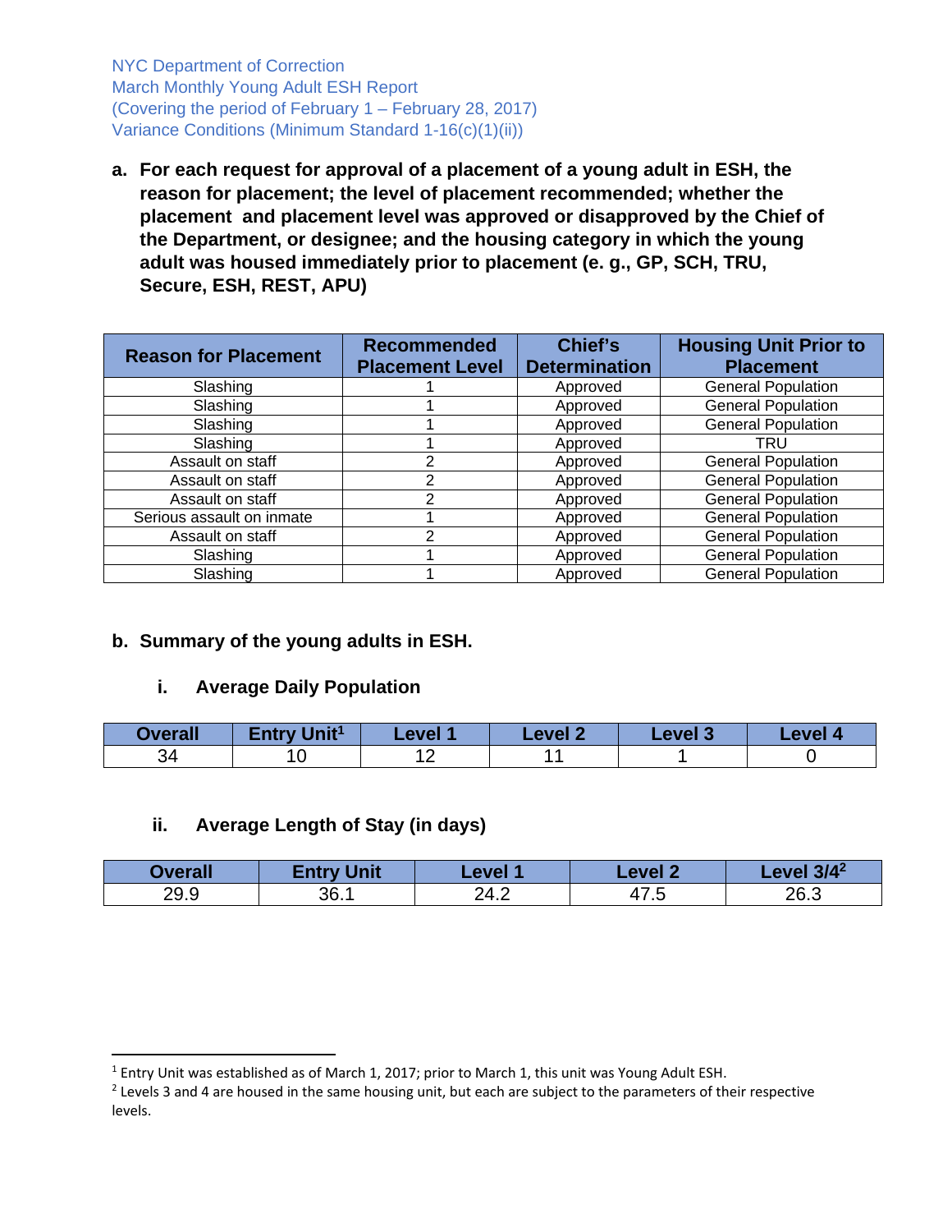NYC Department of Correction
March Monthly Young Adult ESH Report
(Covering the period of February 1 – February 28, 2017)
Variance Conditions (Minimum Standard 1-16(c)(1)(ii))

**a. For each request for approval of a placement of a young adult in ESH, the reason for placement; the level of placement recommended; whether the placement and placement level was approved or disapproved by the Chief of the Department, or designee; and the housing category in which the young adult was housed immediately prior to placement (e. g., GP, SCH, TRU, Secure, ESH, REST, APU)**

| Reason for Placement | Recommended Placement Level | Chief's Determination | Housing Unit Prior to Placement |
|---|---|---|---|
| Slashing | 1 | Approved | General Population |
| Slashing | 1 | Approved | General Population |
| Slashing | 1 | Approved | General Population |
| Slashing | 1 | Approved | TRU |
| Assault on staff | 2 | Approved | General Population |
| Assault on staff | 2 | Approved | General Population |
| Assault on staff | 2 | Approved | General Population |
| Serious assault on inmate | 1 | Approved | General Population |
| Assault on staff | 2 | Approved | General Population |
| Slashing | 1 | Approved | General Population |
| Slashing | 1 | Approved | General Population |

**b. Summary of the young adults in ESH.**

**i. Average Daily Population**

| Overall | Entry Unit[1] | Level 1 | Level 2 | Level 3 | Level 4 |
|---|---|---|---|---|---|
| 34 | 10 | 12 | 11 | 1 | 0 |

**ii. Average Length of Stay (in days)**

| Overall | Entry Unit | Level 1 | Level 2 | Level 3/4[2] |
|---|---|---|---|---|
| 29.9 | 36.1 | 24.2 | 47.5 | 26.3 |

[1] Entry Unit was established as of March 1, 2017; prior to March 1, this unit was Young Adult ESH.
[2] Levels 3 and 4 are housed in the same housing unit, but each are subject to the parameters of their respective levels.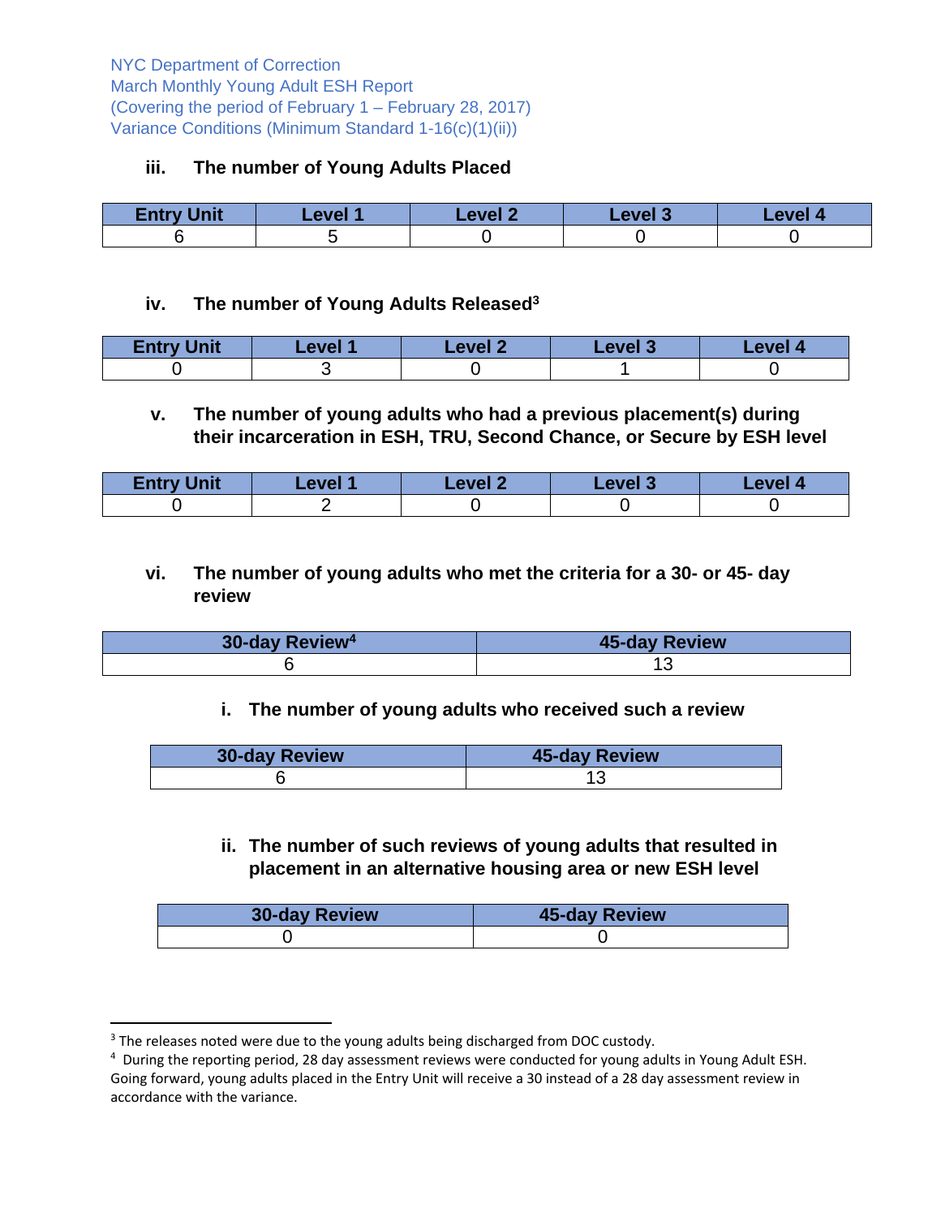NYC Department of Correction
March Monthly Young Adult ESH Report
(Covering the period of February 1 – February 28, 2017)
Variance Conditions (Minimum Standard 1-16(c)(1)(ii))

**iii. The number of Young Adults Placed**

| Entry Unit | Level 1 | Level 2 | Level 3 | Level 4 |
|---|---|---|---|---|
| 6 | 5 | 0 | 0 | 0 |

**iv. The number of Young Adults Released[3]**

| Entry Unit | Level 1 | Level 2 | Level 3 | Level 4 |
|---|---|---|---|---|
| 0 | 3 | 0 | 1 | 0 |

**v. The number of young adults who had a previous placement(s) during their incarceration in ESH, TRU, Second Chance, or Secure by ESH level**

| Entry Unit | Level 1 | Level 2 | Level 3 | Level 4 |
|---|---|---|---|---|
| 0 | 2 | 0 | 0 | 0 |

**vi. The number of young adults who met the criteria for a 30- or 45- day review**

| 30-day Review[4] | 45-day Review |
|---|---|
| 6 | 13 |

**i. The number of young adults who received such a review**

| 30-day Review | 45-day Review |
|---|---|
| 6 | 13 |

**ii. The number of such reviews of young adults that resulted in placement in an alternative housing area or new ESH level**

| 30-day Review | 45-day Review |
|---|---|
| 0 | 0 |

[3] The releases noted were due to the young adults being discharged from DOC custody.

[4] During the reporting period, 28 day assessment reviews were conducted for young adults in Young Adult ESH. Going forward, young adults placed in the Entry Unit will receive a 30 instead of a 28 day assessment review in accordance with the variance.